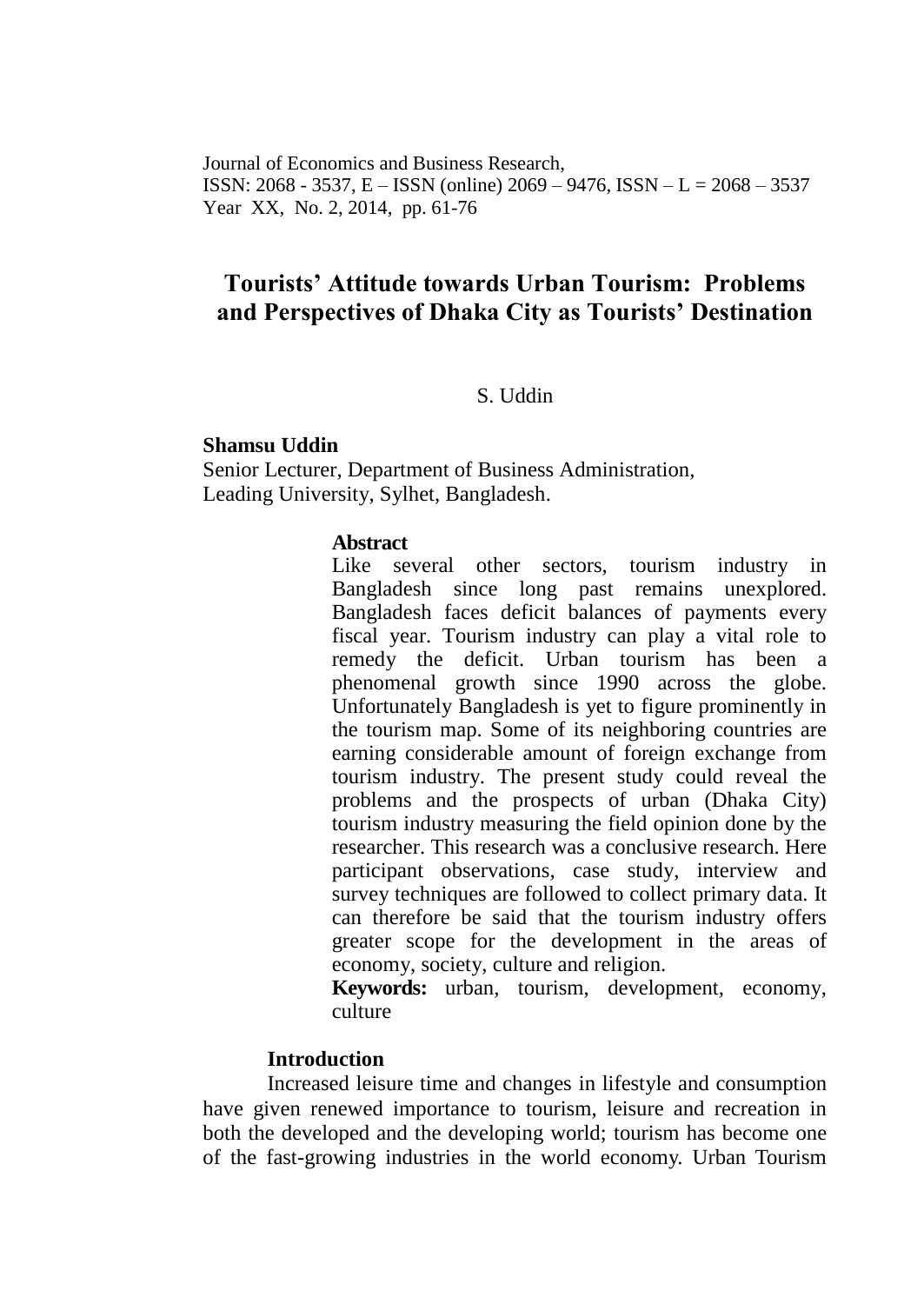Journal of Economics and Business Research,
ISSN: 2068 - 3537, E – ISSN (online) 2069 – 9476, ISSN – L = 2068 – 3537
Year XX, No. 2, 2014, pp. 61-76

# Tourists' Attitude towards Urban Tourism: Problems and Perspectives of Dhaka City as Tourists' Destination

S. Uddin

**Shamsu Uddin**
Senior Lecturer, Department of Business Administration,
Leading University, Sylhet, Bangladesh.

**Abstract**

Like several other sectors, tourism industry in Bangladesh since long past remains unexplored. Bangladesh faces deficit balances of payments every fiscal year. Tourism industry can play a vital role to remedy the deficit. Urban tourism has been a phenomenal growth since 1990 across the globe. Unfortunately Bangladesh is yet to figure prominently in the tourism map. Some of its neighboring countries are earning considerable amount of foreign exchange from tourism industry. The present study could reveal the problems and the prospects of urban (Dhaka City) tourism industry measuring the field opinion done by the researcher. This research was a conclusive research. Here participant observations, case study, interview and survey techniques are followed to collect primary data. It can therefore be said that the tourism industry offers greater scope for the development in the areas of economy, society, culture and religion.

**Keywords:** urban, tourism, development, economy, culture

## Introduction

Increased leisure time and changes in lifestyle and consumption have given renewed importance to tourism, leisure and recreation in both the developed and the developing world; tourism has become one of the fast-growing industries in the world economy. Urban Tourism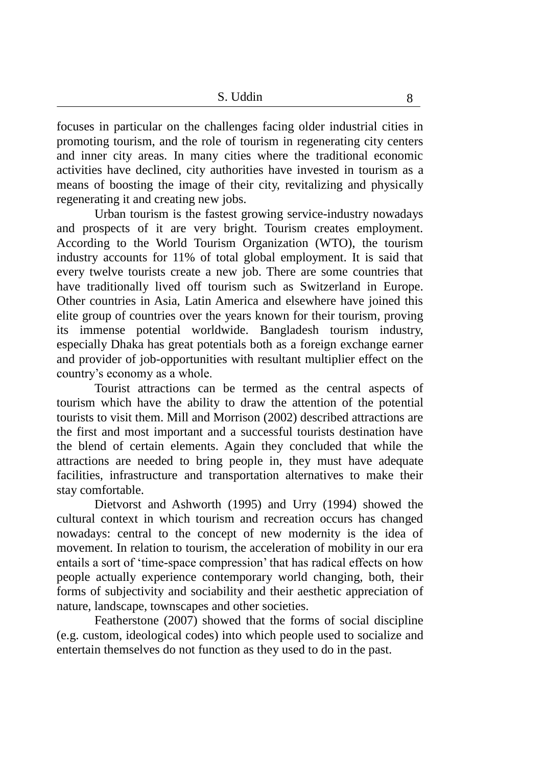focuses in particular on the challenges facing older industrial cities in promoting tourism, and the role of tourism in regenerating city centers and inner city areas. In many cities where the traditional economic activities have declined, city authorities have invested in tourism as a means of boosting the image of their city, revitalizing and physically regenerating it and creating new jobs.

Urban tourism is the fastest growing service-industry nowadays and prospects of it are very bright. Tourism creates employment. According to the World Tourism Organization (WTO), the tourism industry accounts for 11% of total global employment. It is said that every twelve tourists create a new job. There are some countries that have traditionally lived off tourism such as Switzerland in Europe. Other countries in Asia, Latin America and elsewhere have joined this elite group of countries over the years known for their tourism, proving its immense potential worldwide. Bangladesh tourism industry, especially Dhaka has great potentials both as a foreign exchange earner and provider of job-opportunities with resultant multiplier effect on the country's economy as a whole.

Tourist attractions can be termed as the central aspects of tourism which have the ability to draw the attention of the potential tourists to visit them. Mill and Morrison (2002) described attractions are the first and most important and a successful tourists destination have the blend of certain elements. Again they concluded that while the attractions are needed to bring people in, they must have adequate facilities, infrastructure and transportation alternatives to make their stay comfortable.

Dietvorst and Ashworth (1995) and Urry (1994) showed the cultural context in which tourism and recreation occurs has changed nowadays: central to the concept of new modernity is the idea of movement. In relation to tourism, the acceleration of mobility in our era entails a sort of 'time-space compression' that has radical effects on how people actually experience contemporary world changing, both, their forms of subjectivity and sociability and their aesthetic appreciation of nature, landscape, townscapes and other societies.

Featherstone (2007) showed that the forms of social discipline (e.g. custom, ideological codes) into which people used to socialize and entertain themselves do not function as they used to do in the past.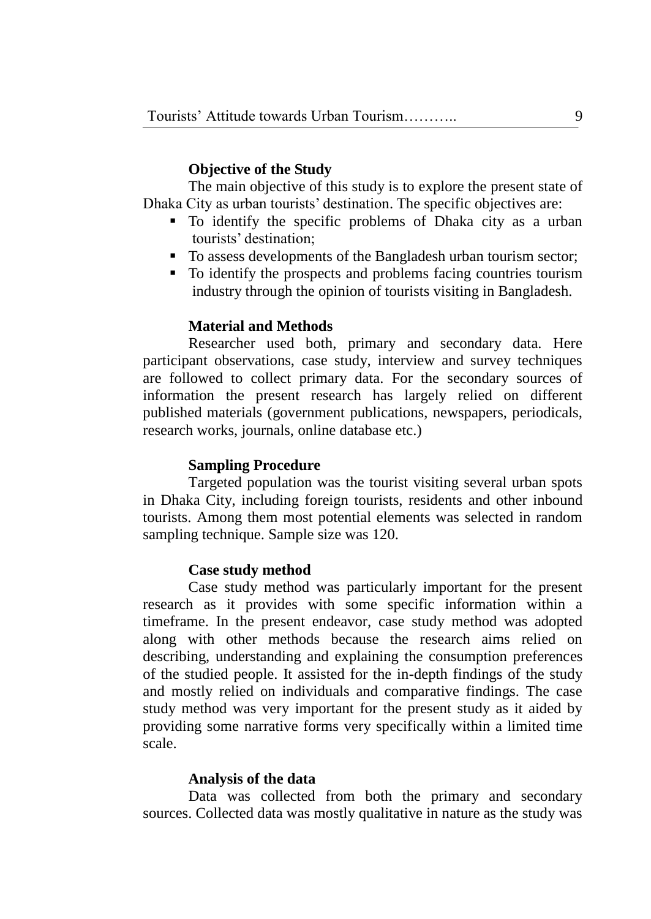### Objective of the Study

The main objective of this study is to explore the present state of Dhaka City as urban tourists' destination. The specific objectives are:

- To identify the specific problems of Dhaka city as a urban tourists' destination;
- To assess developments of the Bangladesh urban tourism sector;
- To identify the prospects and problems facing countries tourism industry through the opinion of tourists visiting in Bangladesh.

### Material and Methods

Researcher used both, primary and secondary data. Here participant observations, case study, interview and survey techniques are followed to collect primary data. For the secondary sources of information the present research has largely relied on different published materials (government publications, newspapers, periodicals, research works, journals, online database etc.)

### Sampling Procedure

Targeted population was the tourist visiting several urban spots in Dhaka City, including foreign tourists, residents and other inbound tourists. Among them most potential elements was selected in random sampling technique. Sample size was 120.

### Case study method

Case study method was particularly important for the present research as it provides with some specific information within a timeframe. In the present endeavor, case study method was adopted along with other methods because the research aims relied on describing, understanding and explaining the consumption preferences of the studied people. It assisted for the in-depth findings of the study and mostly relied on individuals and comparative findings. The case study method was very important for the present study as it aided by providing some narrative forms very specifically within a limited time scale.

### Analysis of the data

Data was collected from both the primary and secondary sources. Collected data was mostly qualitative in nature as the study was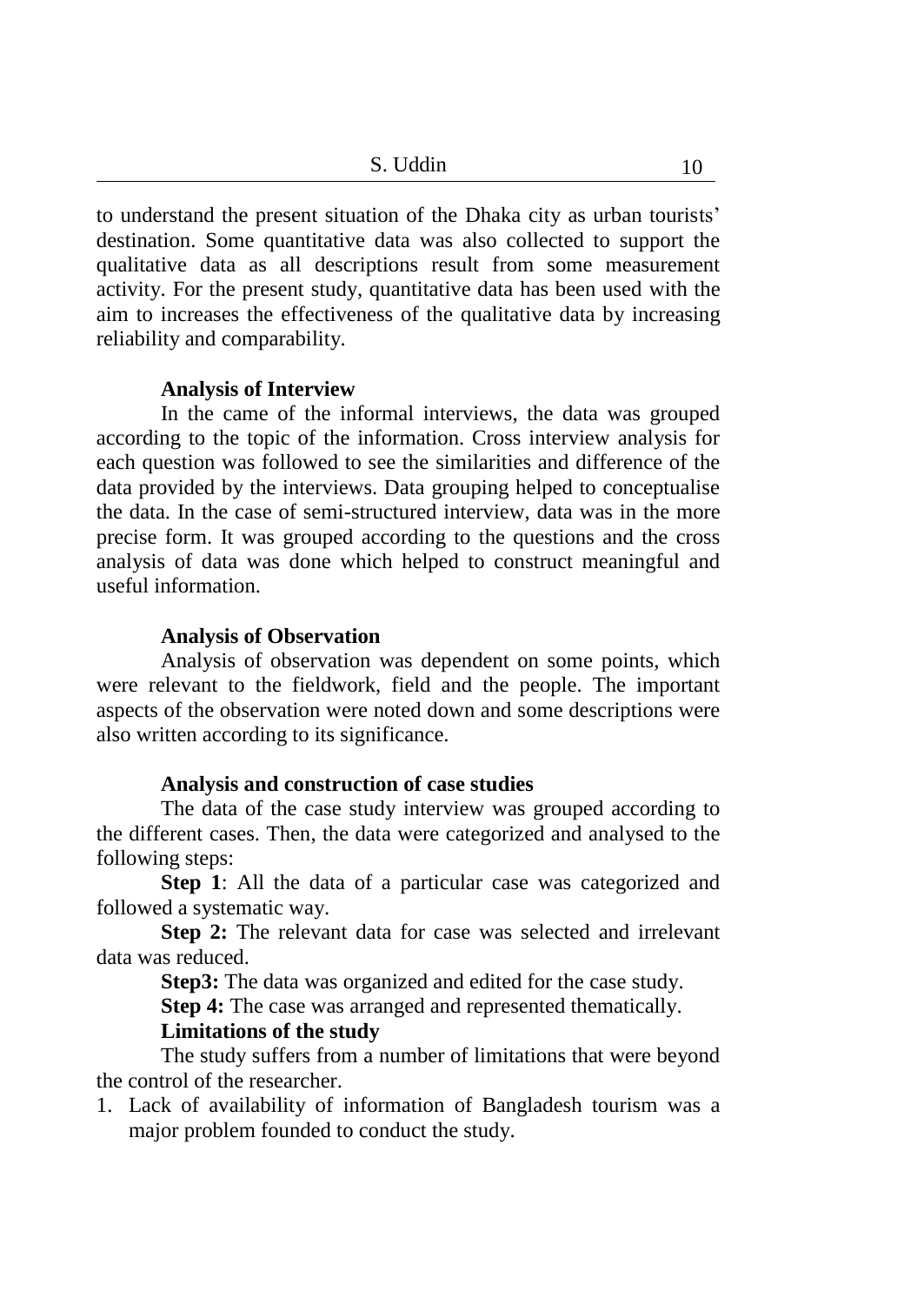to understand the present situation of the Dhaka city as urban tourists' destination. Some quantitative data was also collected to support the qualitative data as all descriptions result from some measurement activity. For the present study, quantitative data has been used with the aim to increases the effectiveness of the qualitative data by increasing reliability and comparability.

### Analysis of Interview

In the came of the informal interviews, the data was grouped according to the topic of the information. Cross interview analysis for each question was followed to see the similarities and difference of the data provided by the interviews. Data grouping helped to conceptualise the data. In the case of semi-structured interview, data was in the more precise form. It was grouped according to the questions and the cross analysis of data was done which helped to construct meaningful and useful information.

### Analysis of Observation

Analysis of observation was dependent on some points, which were relevant to the fieldwork, field and the people. The important aspects of the observation were noted down and some descriptions were also written according to its significance.

### Analysis and construction of case studies

The data of the case study interview was grouped according to the different cases. Then, the data were categorized and analysed to the following steps:

**Step 1**: All the data of a particular case was categorized and followed a systematic way.

**Step 2:** The relevant data for case was selected and irrelevant data was reduced.

**Step3:** The data was organized and edited for the case study.

**Step 4:** The case was arranged and represented thematically.

### Limitations of the study

The study suffers from a number of limitations that were beyond the control of the researcher.

1. Lack of availability of information of Bangladesh tourism was a major problem founded to conduct the study.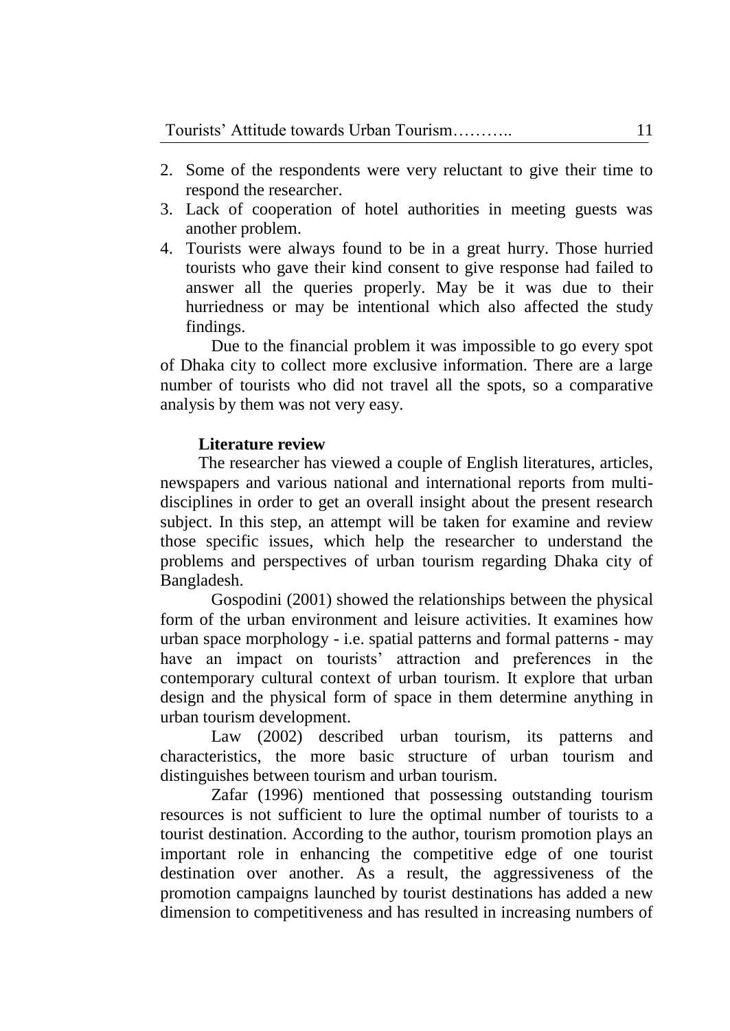2. Some of the respondents were very reluctant to give their time to respond the researcher.
3. Lack of cooperation of hotel authorities in meeting guests was another problem.
4. Tourists were always found to be in a great hurry. Those hurried tourists who gave their kind consent to give response had failed to answer all the queries properly. May be it was due to their hurriedness or may be intentional which also affected the study findings.

Due to the financial problem it was impossible to go every spot of Dhaka city to collect more exclusive information. There are a large number of tourists who did not travel all the spots, so a comparative analysis by them was not very easy.

## Literature review

The researcher has viewed a couple of English literatures, articles, newspapers and various national and international reports from multi-disciplines in order to get an overall insight about the present research subject. In this step, an attempt will be taken for examine and review those specific issues, which help the researcher to understand the problems and perspectives of urban tourism regarding Dhaka city of Bangladesh.

Gospodini (2001) showed the relationships between the physical form of the urban environment and leisure activities. It examines how urban space morphology - i.e. spatial patterns and formal patterns - may have an impact on tourists' attraction and preferences in the contemporary cultural context of urban tourism. It explore that urban design and the physical form of space in them determine anything in urban tourism development.

Law (2002) described urban tourism, its patterns and characteristics, the more basic structure of urban tourism and distinguishes between tourism and urban tourism.

Zafar (1996) mentioned that possessing outstanding tourism resources is not sufficient to lure the optimal number of tourists to a tourist destination. According to the author, tourism promotion plays an important role in enhancing the competitive edge of one tourist destination over another. As a result, the aggressiveness of the promotion campaigns launched by tourist destinations has added a new dimension to competitiveness and has resulted in increasing numbers of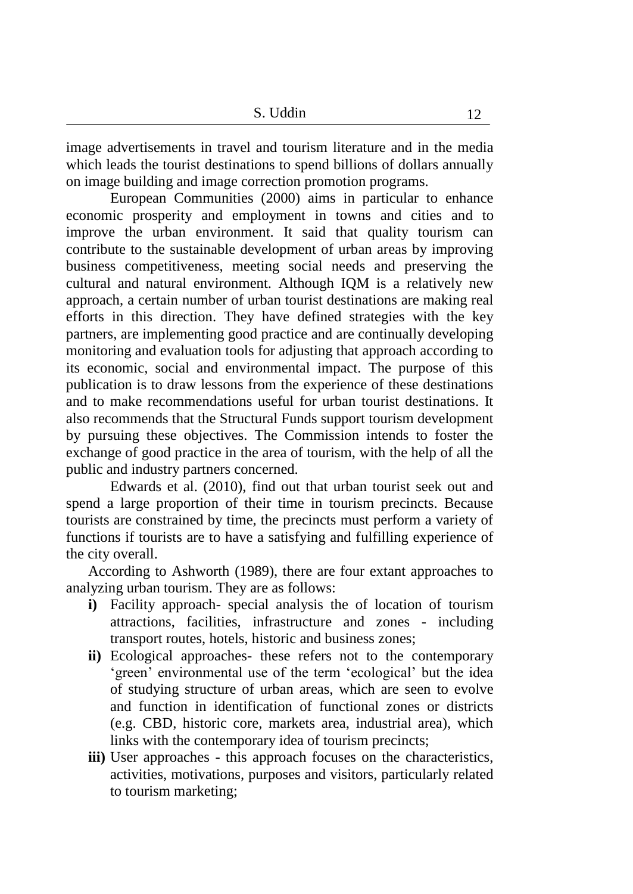image advertisements in travel and tourism literature and in the media which leads the tourist destinations to spend billions of dollars annually on image building and image correction promotion programs.

European Communities (2000) aims in particular to enhance economic prosperity and employment in towns and cities and to improve the urban environment. It said that quality tourism can contribute to the sustainable development of urban areas by improving business competitiveness, meeting social needs and preserving the cultural and natural environment. Although IQM is a relatively new approach, a certain number of urban tourist destinations are making real efforts in this direction. They have defined strategies with the key partners, are implementing good practice and are continually developing monitoring and evaluation tools for adjusting that approach according to its economic, social and environmental impact. The purpose of this publication is to draw lessons from the experience of these destinations and to make recommendations useful for urban tourist destinations. It also recommends that the Structural Funds support tourism development by pursuing these objectives. The Commission intends to foster the exchange of good practice in the area of tourism, with the help of all the public and industry partners concerned.

Edwards et al. (2010), find out that urban tourist seek out and spend a large proportion of their time in tourism precincts. Because tourists are constrained by time, the precincts must perform a variety of functions if tourists are to have a satisfying and fulfilling experience of the city overall.

According to Ashworth (1989), there are four extant approaches to analyzing urban tourism. They are as follows:

- **i)** Facility approach- special analysis the of location of tourism attractions, facilities, infrastructure and zones - including transport routes, hotels, historic and business zones;
- **ii)** Ecological approaches- these refers not to the contemporary 'green' environmental use of the term 'ecological' but the idea of studying structure of urban areas, which are seen to evolve and function in identification of functional zones or districts (e.g. CBD, historic core, markets area, industrial area), which links with the contemporary idea of tourism precincts;
- **iii)** User approaches - this approach focuses on the characteristics, activities, motivations, purposes and visitors, particularly related to tourism marketing;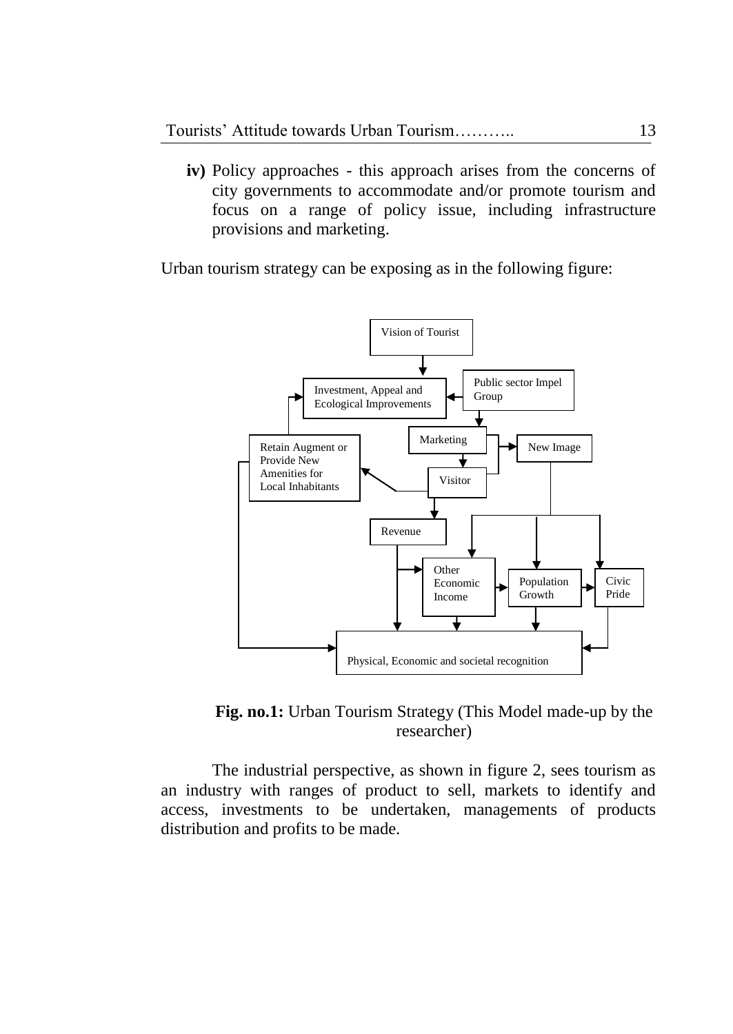**iv)** Policy approaches - this approach arises from the concerns of city governments to accommodate and/or promote tourism and focus on a range of policy issue, including infrastructure provisions and marketing.

Urban tourism strategy can be exposing as in the following figure:

Vision of Tourist

Investment, Appeal and Ecological Improvements

Public sector Impel Group

Retain Augment or Provide New Amenities for Local Inhabitants

Marketing

New Image

Visitor

Revenue

Other Economic Income

Population Growth

Civic Pride

Physical, Economic and societal recognition

**Fig. no.1:** Urban Tourism Strategy (This Model made-up by the researcher)

The industrial perspective, as shown in figure 2, sees tourism as an industry with ranges of product to sell, markets to identify and access, investments to be undertaken, managements of products distribution and profits to be made.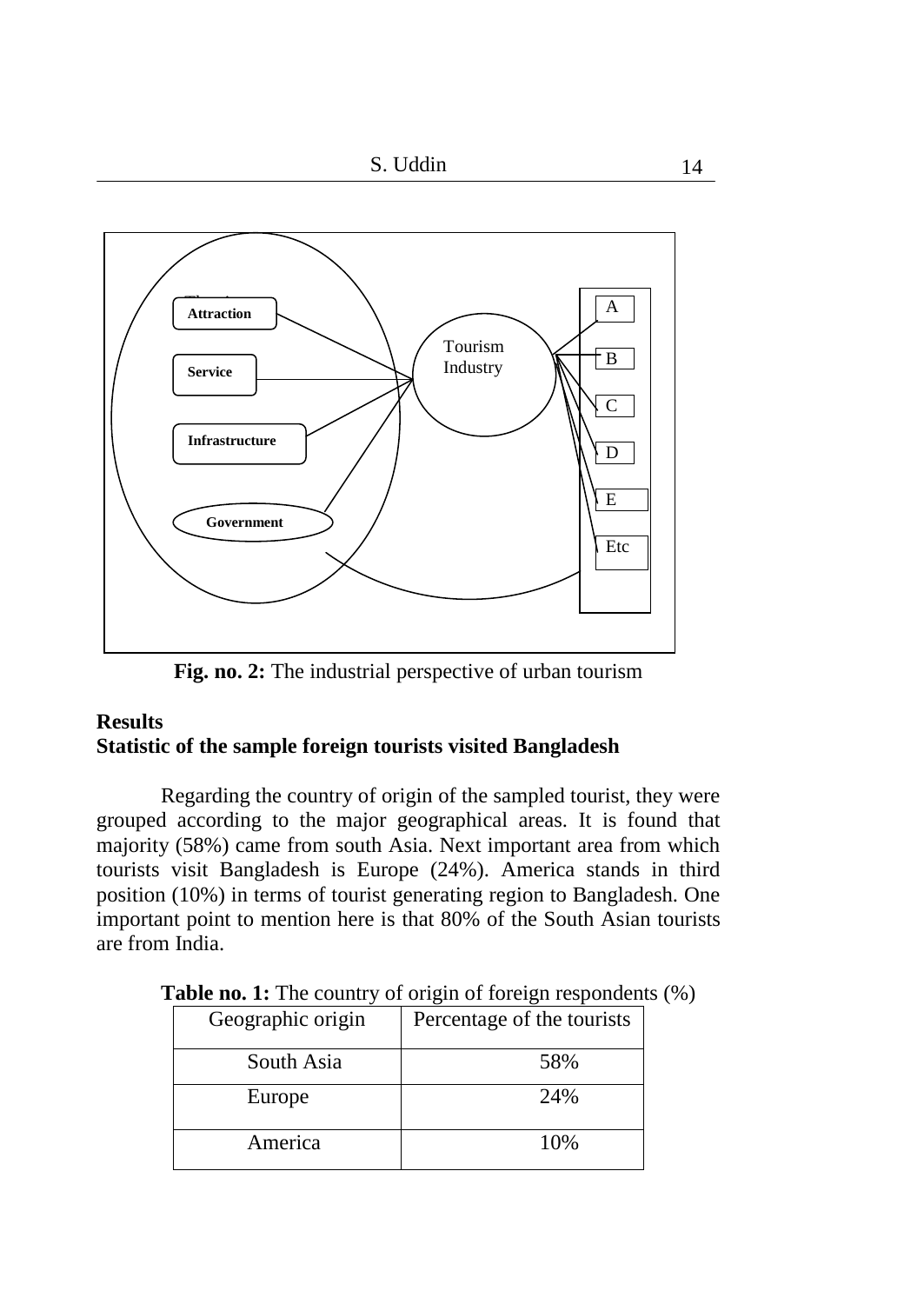Attraction

Service

Infrastructure

Government

Tourism Industry

A

B

C

D

E

Etc

**Fig. no. 2:** The industrial perspective of urban tourism

## Results

### Statistic of the sample foreign tourists visited Bangladesh

Regarding the country of origin of the sampled tourist, they were grouped according to the major geographical areas. It is found that majority (58%) came from south Asia. Next important area from which tourists visit Bangladesh is Europe (24%). America stands in third position (10%) in terms of tourist generating region to Bangladesh. One important point to mention here is that 80% of the South Asian tourists are from India.

**Table no. 1:** The country of origin of foreign respondents (%)

| Geographic origin | Percentage of the tourists |
|---|---|
| South Asia | 58% |
| Europe | 24% |
| America | 10% |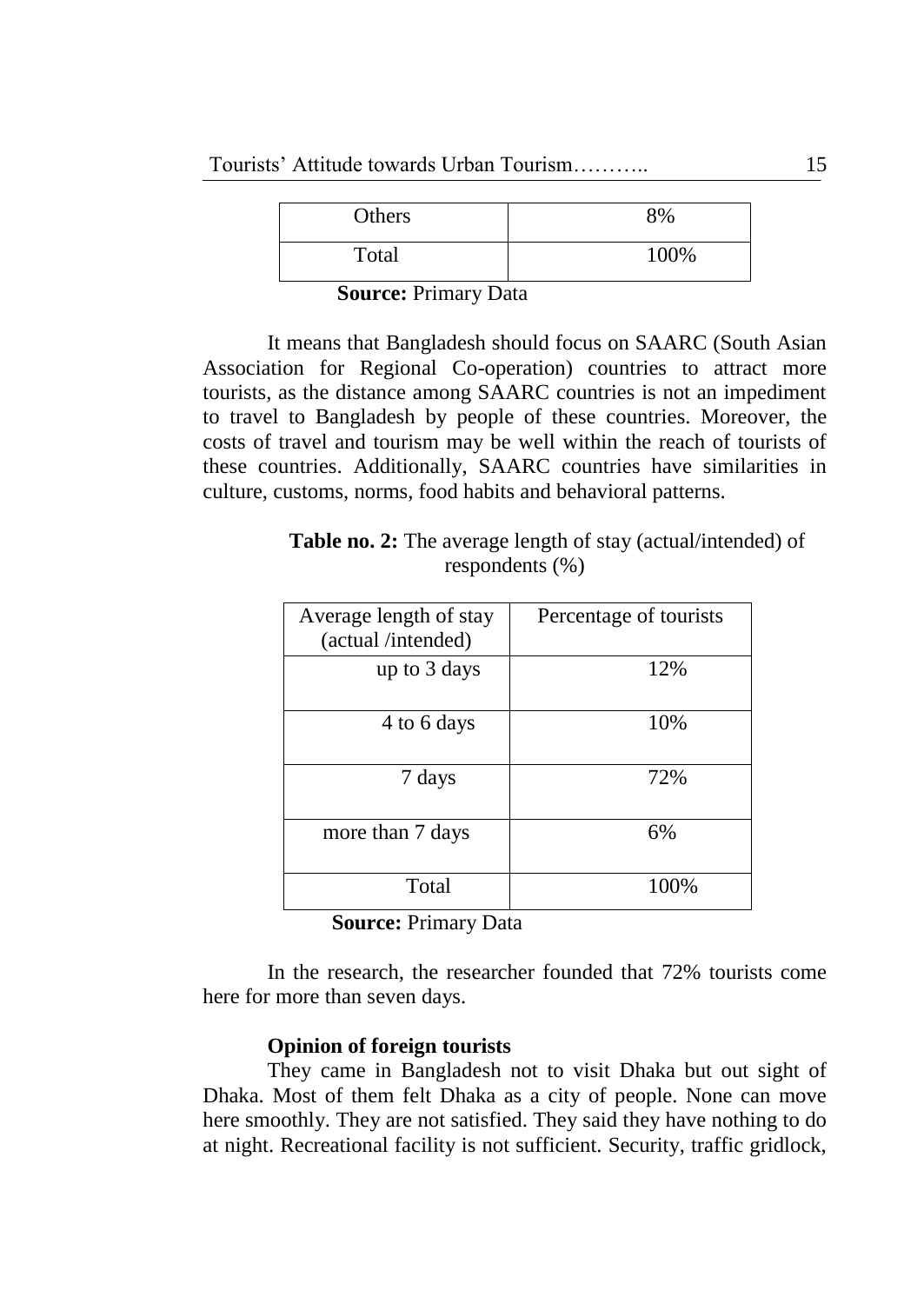| Others | 8% |
|---|---|
| Total | 100% |

**Source:** Primary Data

It means that Bangladesh should focus on SAARC (South Asian Association for Regional Co-operation) countries to attract more tourists, as the distance among SAARC countries is not an impediment to travel to Bangladesh by people of these countries. Moreover, the costs of travel and tourism may be well within the reach of tourists of these countries. Additionally, SAARC countries have similarities in culture, customs, norms, food habits and behavioral patterns.

**Table no. 2:** The average length of stay (actual/intended) of respondents (%)

| Average length of stay (actual /intended) | Percentage of tourists |
|---|---|
| up to 3 days | 12% |
| 4 to 6 days | 10% |
| 7 days | 72% |
| more than 7 days | 6% |
| Total | 100% |

**Source:** Primary Data

In the research, the researcher founded that 72% tourists come here for more than seven days.

**Opinion of foreign tourists**

They came in Bangladesh not to visit Dhaka but out sight of Dhaka. Most of them felt Dhaka as a city of people. None can move here smoothly. They are not satisfied. They said they have nothing to do at night. Recreational facility is not sufficient. Security, traffic gridlock,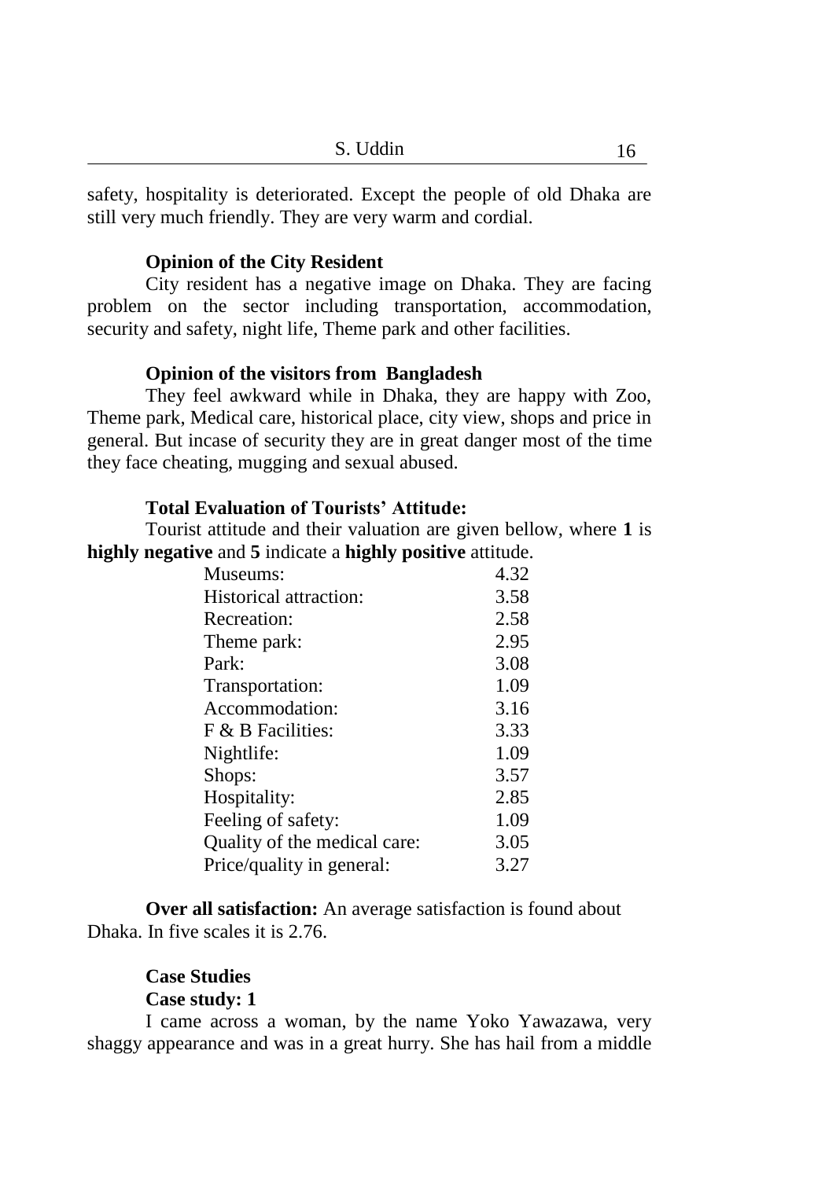safety, hospitality is deteriorated. Except the people of old Dhaka are still very much friendly. They are very warm and cordial.

**Opinion of the City Resident**

City resident has a negative image on Dhaka. They are facing problem on the sector including transportation, accommodation, security and safety, night life, Theme park and other facilities.

**Opinion of the visitors from Bangladesh**

They feel awkward while in Dhaka, they are happy with Zoo, Theme park, Medical care, historical place, city view, shops and price in general. But incase of security they are in great danger most of the time they face cheating, mugging and sexual abused.

**Total Evaluation of Tourists' Attitude:**

Tourist attitude and their valuation are given bellow, where **1** is **highly negative** and **5** indicate a **highly positive** attitude.

| | |
|---|---|
| Museums: | 4.32 |
| Historical attraction: | 3.58 |
| Recreation: | 2.58 |
| Theme park: | 2.95 |
| Park: | 3.08 |
| Transportation: | 1.09 |
| Accommodation: | 3.16 |
| F & B Facilities: | 3.33 |
| Nightlife: | 1.09 |
| Shops: | 3.57 |
| Hospitality: | 2.85 |
| Feeling of safety: | 1.09 |
| Quality of the medical care: | 3.05 |
| Price/quality in general: | 3.27 |

**Over all satisfaction:** An average satisfaction is found about Dhaka. In five scales it is 2.76.

**Case Studies**

**Case study: 1**

I came across a woman, by the name Yoko Yawazawa, very shaggy appearance and was in a great hurry. She has hail from a middle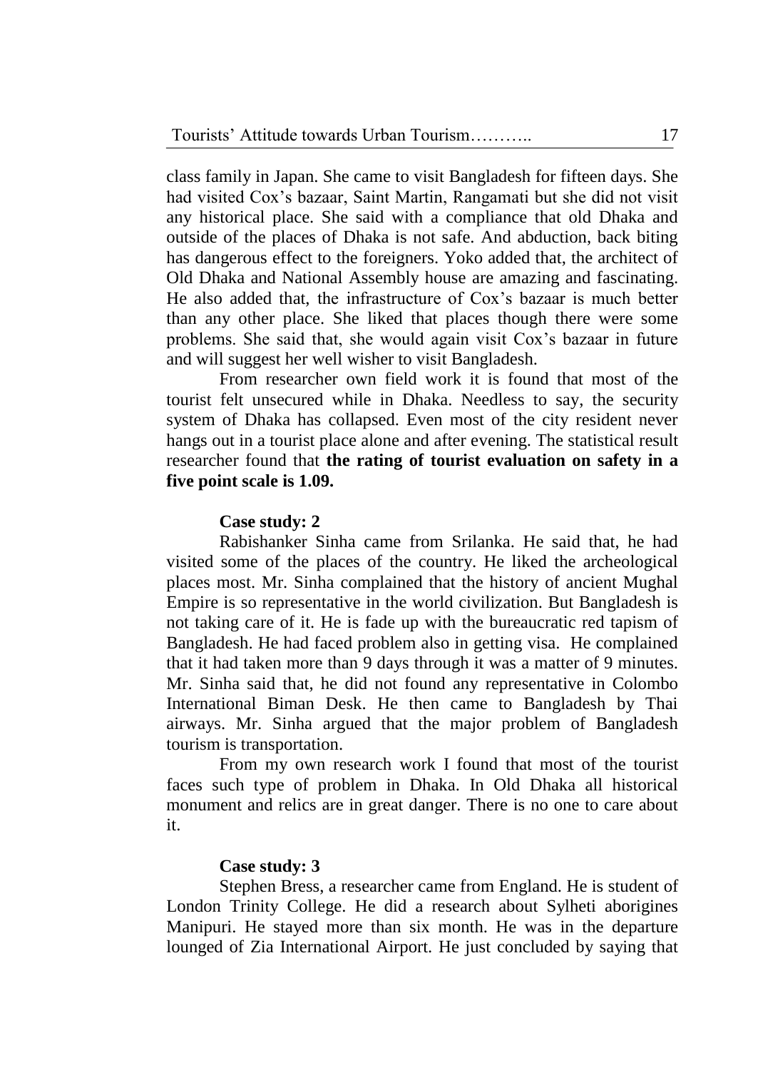class family in Japan. She came to visit Bangladesh for fifteen days. She had visited Cox's bazaar, Saint Martin, Rangamati but she did not visit any historical place. She said with a compliance that old Dhaka and outside of the places of Dhaka is not safe. And abduction, back biting has dangerous effect to the foreigners. Yoko added that, the architect of Old Dhaka and National Assembly house are amazing and fascinating. He also added that, the infrastructure of Cox's bazaar is much better than any other place. She liked that places though there were some problems. She said that, she would again visit Cox's bazaar in future and will suggest her well wisher to visit Bangladesh.

From researcher own field work it is found that most of the tourist felt unsecured while in Dhaka. Needless to say, the security system of Dhaka has collapsed. Even most of the city resident never hangs out in a tourist place alone and after evening. The statistical result researcher found that **the rating of tourist evaluation on safety in a five point scale is 1.09.**

**Case study: 2**

Rabishanker Sinha came from Srilanka. He said that, he had visited some of the places of the country. He liked the archeological places most. Mr. Sinha complained that the history of ancient Mughal Empire is so representative in the world civilization. But Bangladesh is not taking care of it. He is fade up with the bureaucratic red tapism of Bangladesh. He had faced problem also in getting visa. He complained that it had taken more than 9 days through it was a matter of 9 minutes. Mr. Sinha said that, he did not found any representative in Colombo International Biman Desk. He then came to Bangladesh by Thai airways. Mr. Sinha argued that the major problem of Bangladesh tourism is transportation.

From my own research work I found that most of the tourist faces such type of problem in Dhaka. In Old Dhaka all historical monument and relics are in great danger. There is no one to care about it.

**Case study: 3**

Stephen Bress, a researcher came from England. He is student of London Trinity College. He did a research about Sylheti aborigines Manipuri. He stayed more than six month. He was in the departure lounged of Zia International Airport. He just concluded by saying that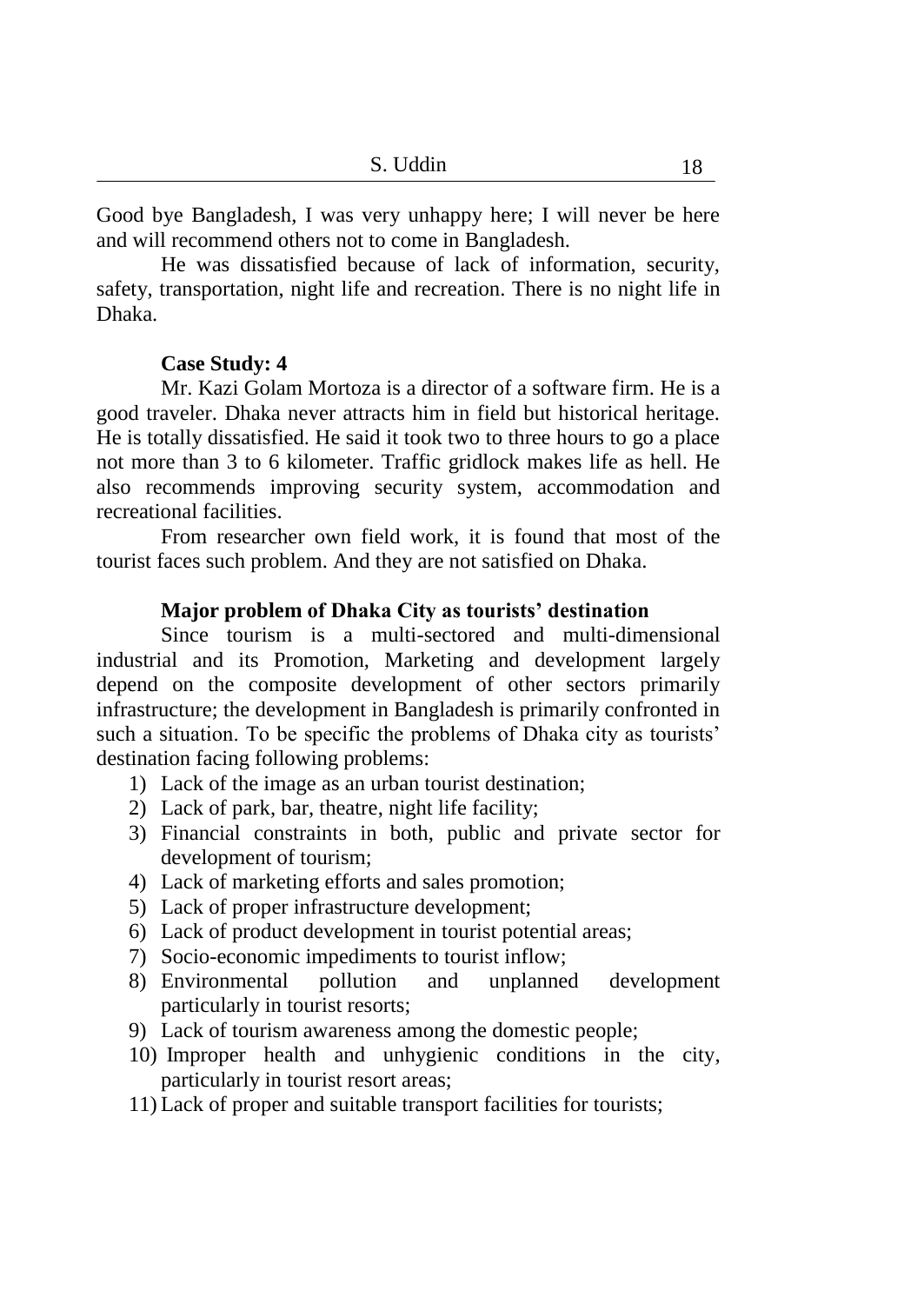Good bye Bangladesh, I was very unhappy here; I will never be here and will recommend others not to come in Bangladesh.

He was dissatisfied because of lack of information, security, safety, transportation, night life and recreation. There is no night life in Dhaka.

**Case Study: 4**

Mr. Kazi Golam Mortoza is a director of a software firm. He is a good traveler. Dhaka never attracts him in field but historical heritage. He is totally dissatisfied. He said it took two to three hours to go a place not more than 3 to 6 kilometer. Traffic gridlock makes life as hell. He also recommends improving security system, accommodation and recreational facilities.

From researcher own field work, it is found that most of the tourist faces such problem. And they are not satisfied on Dhaka.

**Major problem of Dhaka City as tourists' destination**

Since tourism is a multi-sectored and multi-dimensional industrial and its Promotion, Marketing and development largely depend on the composite development of other sectors primarily infrastructure; the development in Bangladesh is primarily confronted in such a situation. To be specific the problems of Dhaka city as tourists' destination facing following problems:

1) Lack of the image as an urban tourist destination;
2) Lack of park, bar, theatre, night life facility;
3) Financial constraints in both, public and private sector for development of tourism;
4) Lack of marketing efforts and sales promotion;
5) Lack of proper infrastructure development;
6) Lack of product development in tourist potential areas;
7) Socio-economic impediments to tourist inflow;
8) Environmental pollution and unplanned development particularly in tourist resorts;
9) Lack of tourism awareness among the domestic people;
10) Improper health and unhygienic conditions in the city, particularly in tourist resort areas;
11) Lack of proper and suitable transport facilities for tourists;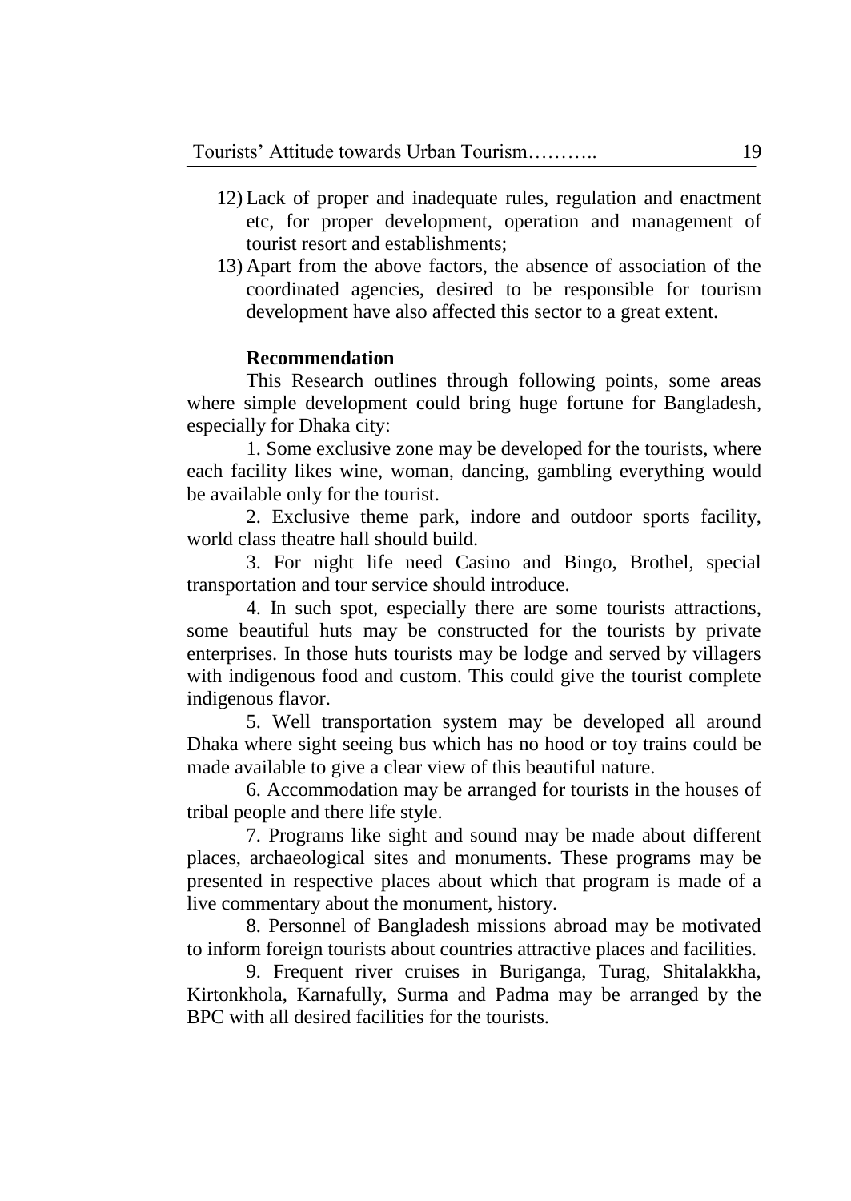12) Lack of proper and inadequate rules, regulation and enactment etc, for proper development, operation and management of tourist resort and establishments;
13) Apart from the above factors, the absence of association of the coordinated agencies, desired to be responsible for tourism development have also affected this sector to a great extent.

**Recommendation**

This Research outlines through following points, some areas where simple development could bring huge fortune for Bangladesh, especially for Dhaka city:

1. Some exclusive zone may be developed for the tourists, where each facility likes wine, woman, dancing, gambling everything would be available only for the tourist.

2. Exclusive theme park, indore and outdoor sports facility, world class theatre hall should build.

3. For night life need Casino and Bingo, Brothel, special transportation and tour service should introduce.

4. In such spot, especially there are some tourists attractions, some beautiful huts may be constructed for the tourists by private enterprises. In those huts tourists may be lodge and served by villagers with indigenous food and custom. This could give the tourist complete indigenous flavor.

5. Well transportation system may be developed all around Dhaka where sight seeing bus which has no hood or toy trains could be made available to give a clear view of this beautiful nature.

6. Accommodation may be arranged for tourists in the houses of tribal people and there life style.

7. Programs like sight and sound may be made about different places, archaeological sites and monuments. These programs may be presented in respective places about which that program is made of a live commentary about the monument, history.

8. Personnel of Bangladesh missions abroad may be motivated to inform foreign tourists about countries attractive places and facilities.

9. Frequent river cruises in Buriganga, Turag, Shitalakkha, Kirtonkhola, Karnafully, Surma and Padma may be arranged by the BPC with all desired facilities for the tourists.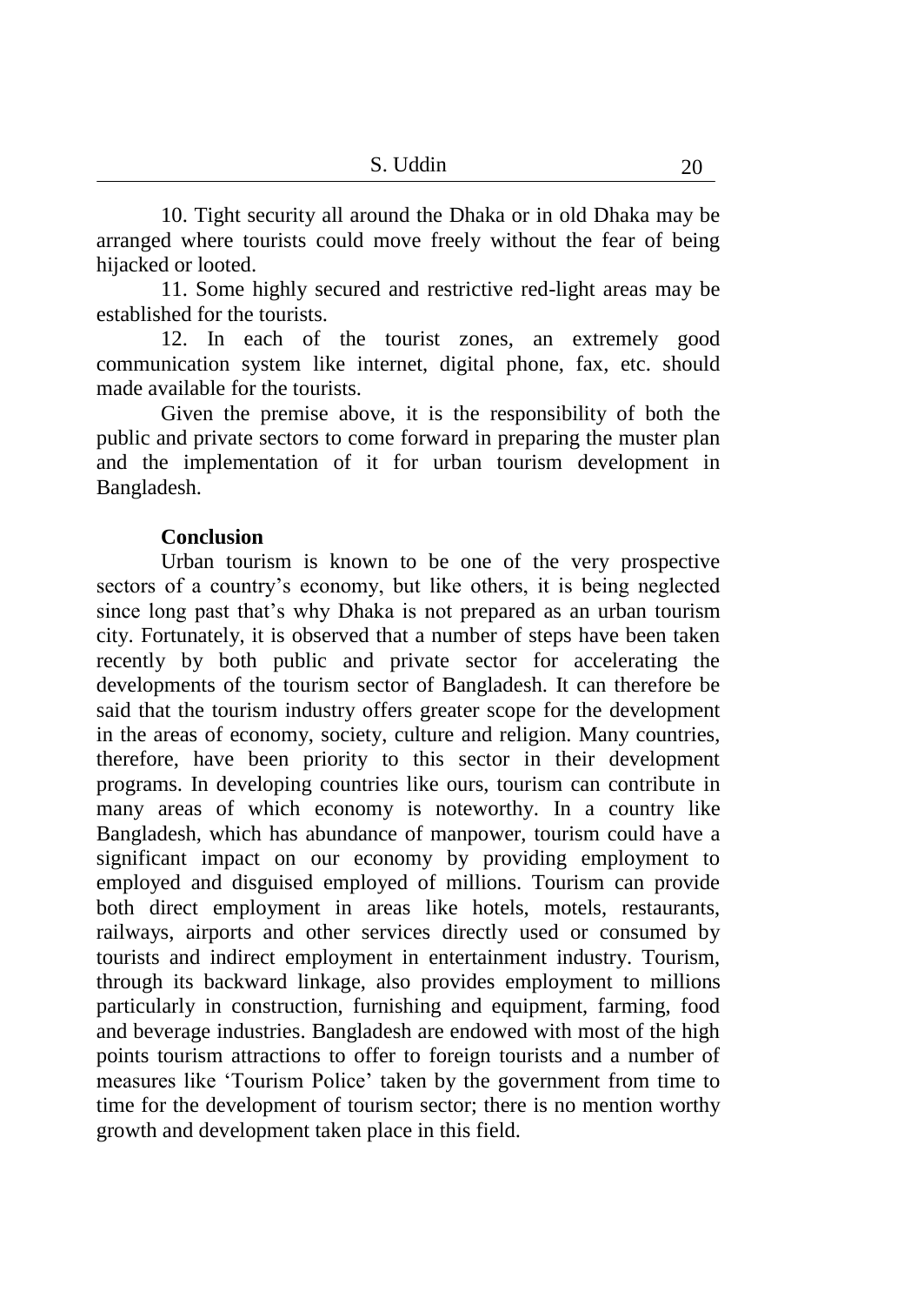10. Tight security all around the Dhaka or in old Dhaka may be arranged where tourists could move freely without the fear of being hijacked or looted.

11. Some highly secured and restrictive red-light areas may be established for the tourists.

12. In each of the tourist zones, an extremely good communication system like internet, digital phone, fax, etc. should made available for the tourists.

Given the premise above, it is the responsibility of both the public and private sectors to come forward in preparing the muster plan and the implementation of it for urban tourism development in Bangladesh.

**Conclusion**

Urban tourism is known to be one of the very prospective sectors of a country's economy, but like others, it is being neglected since long past that's why Dhaka is not prepared as an urban tourism city. Fortunately, it is observed that a number of steps have been taken recently by both public and private sector for accelerating the developments of the tourism sector of Bangladesh. It can therefore be said that the tourism industry offers greater scope for the development in the areas of economy, society, culture and religion. Many countries, therefore, have been priority to this sector in their development programs. In developing countries like ours, tourism can contribute in many areas of which economy is noteworthy. In a country like Bangladesh, which has abundance of manpower, tourism could have a significant impact on our economy by providing employment to employed and disguised employed of millions. Tourism can provide both direct employment in areas like hotels, motels, restaurants, railways, airports and other services directly used or consumed by tourists and indirect employment in entertainment industry. Tourism, through its backward linkage, also provides employment to millions particularly in construction, furnishing and equipment, farming, food and beverage industries. Bangladesh are endowed with most of the high points tourism attractions to offer to foreign tourists and a number of measures like 'Tourism Police' taken by the government from time to time for the development of tourism sector; there is no mention worthy growth and development taken place in this field.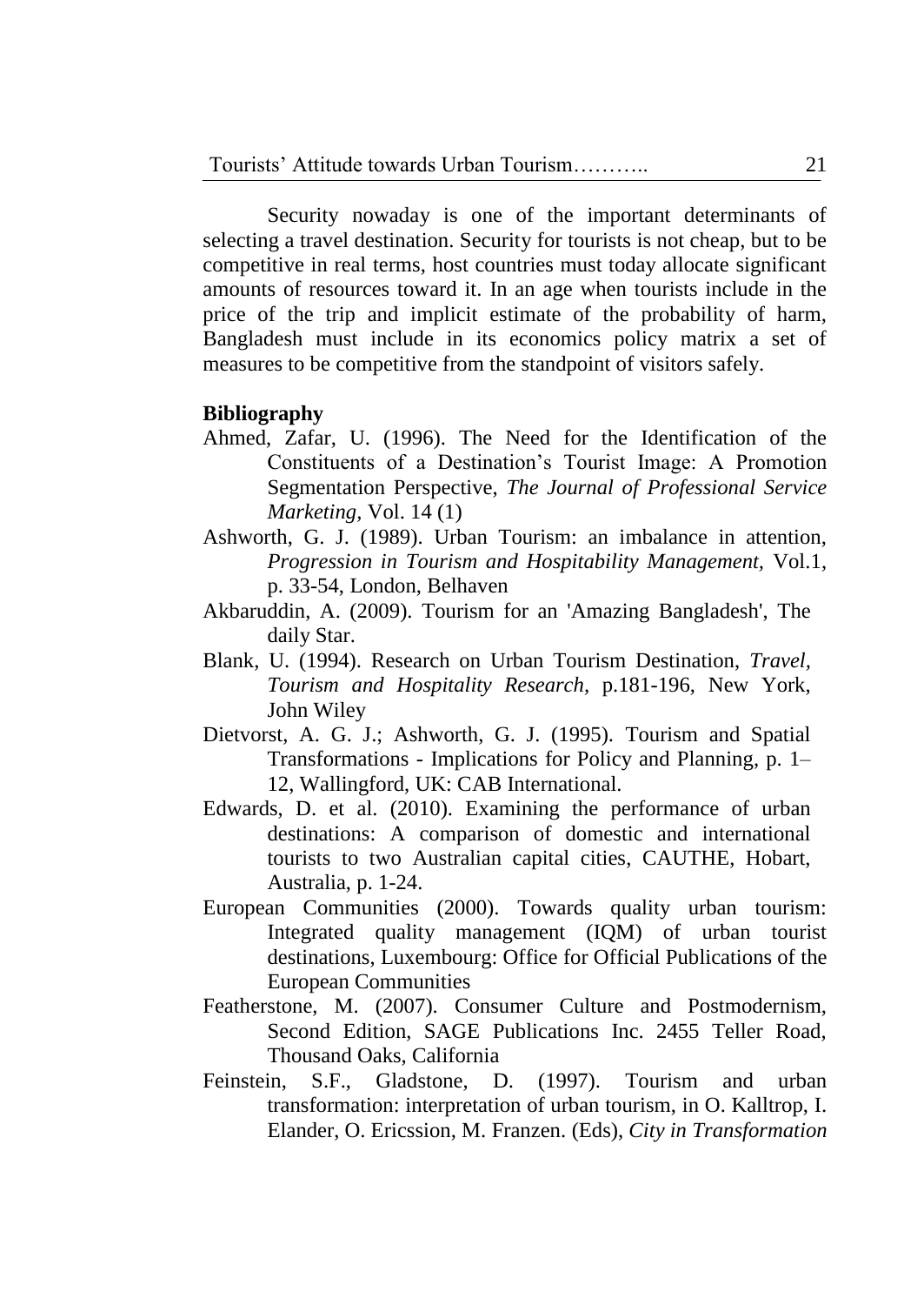Security nowaday is one of the important determinants of selecting a travel destination. Security for tourists is not cheap, but to be competitive in real terms, host countries must today allocate significant amounts of resources toward it. In an age when tourists include in the price of the trip and implicit estimate of the probability of harm, Bangladesh must include in its economics policy matrix a set of measures to be competitive from the standpoint of visitors safely.

**Bibliography**

Ahmed, Zafar, U. (1996). The Need for the Identification of the Constituents of a Destination's Tourist Image: A Promotion Segmentation Perspective, *The Journal of Professional Service Marketing*, Vol. 14 (1)

Ashworth, G. J. (1989). Urban Tourism: an imbalance in attention, *Progression in Tourism and Hospitability Management,* Vol.1, p. 33-54, London, Belhaven

Akbaruddin, A. (2009). Tourism for an 'Amazing Bangladesh', The daily Star.

Blank, U. (1994). Research on Urban Tourism Destination, *Travel, Tourism and Hospitality Research*, p.181-196, New York, John Wiley

Dietvorst, A. G. J.; Ashworth, G. J. (1995). Tourism and Spatial Transformations - Implications for Policy and Planning, p. 1–12, Wallingford, UK: CAB International.

Edwards, D. et al. (2010). Examining the performance of urban destinations: A comparison of domestic and international tourists to two Australian capital cities, CAUTHE, Hobart, Australia, p. 1-24.

European Communities (2000). Towards quality urban tourism: Integrated quality management (IQM) of urban tourist destinations, Luxembourg: Office for Official Publications of the European Communities

Featherstone, M. (2007). Consumer Culture and Postmodernism, Second Edition, SAGE Publications Inc. 2455 Teller Road, Thousand Oaks, California

Feinstein, S.F., Gladstone, D. (1997). Tourism and urban transformation: interpretation of urban tourism, in O. Kalltrop, I. Elander, O. Ericssion, M. Franzen. (Eds), *City in Transformation*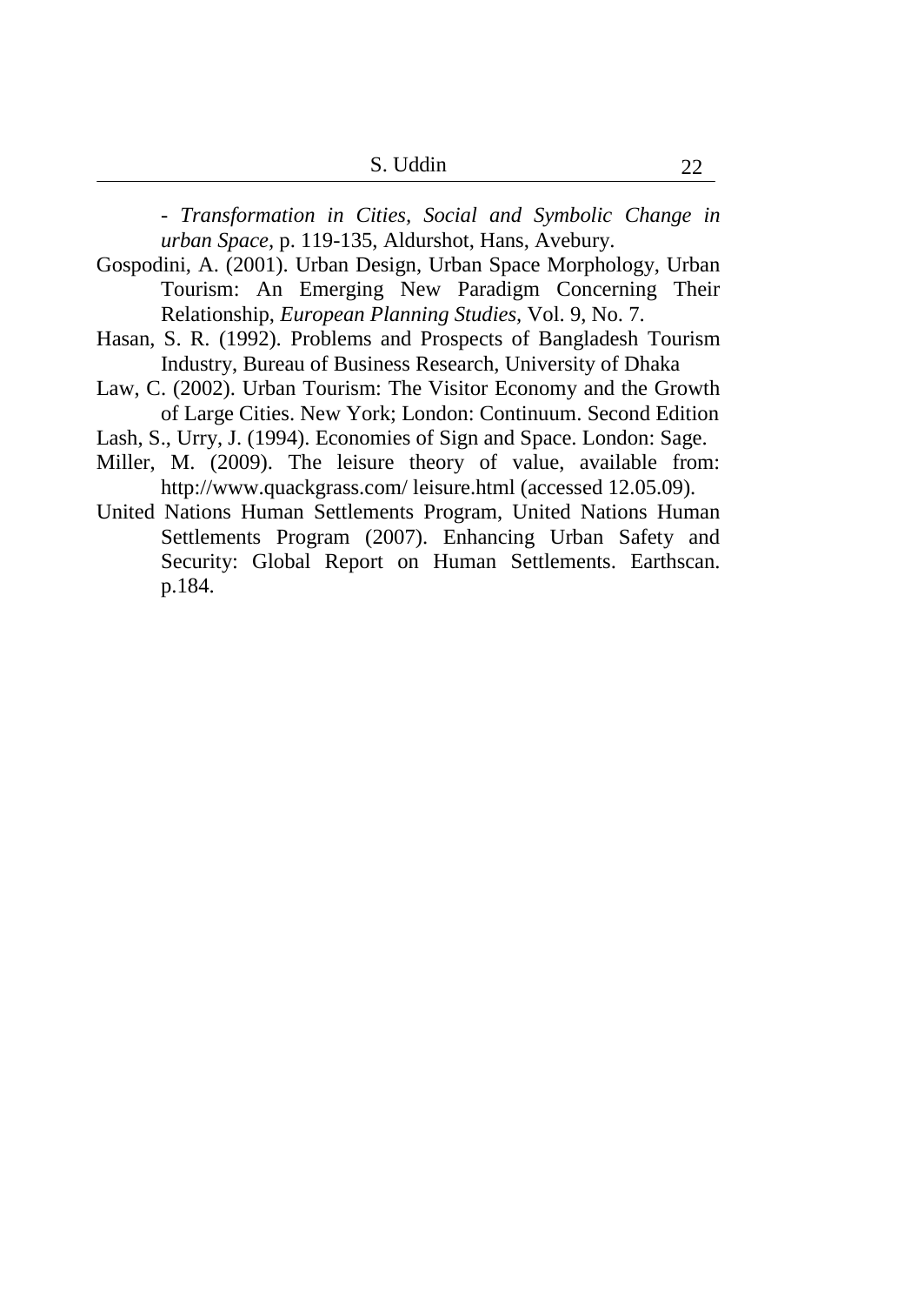- *Transformation in Cities, Social and Symbolic Change in urban Space*, p. 119-135, Aldurshot, Hans, Avebury.

Gospodini, A. (2001). Urban Design, Urban Space Morphology, Urban Tourism: An Emerging New Paradigm Concerning Their Relationship, *European Planning Studies,* Vol. 9, No. 7.

Hasan, S. R. (1992). Problems and Prospects of Bangladesh Tourism Industry, Bureau of Business Research, University of Dhaka

Law, C. (2002). Urban Tourism: The Visitor Economy and the Growth of Large Cities. New York; London: Continuum. Second Edition

Lash, S., Urry, J. (1994). Economies of Sign and Space. London: Sage.

Miller, M. (2009). The leisure theory of value, available from: http://www.quackgrass.com/ leisure.html (accessed 12.05.09).

United Nations Human Settlements Program, United Nations Human Settlements Program (2007). Enhancing Urban Safety and Security: Global Report on Human Settlements. Earthscan. p.184.